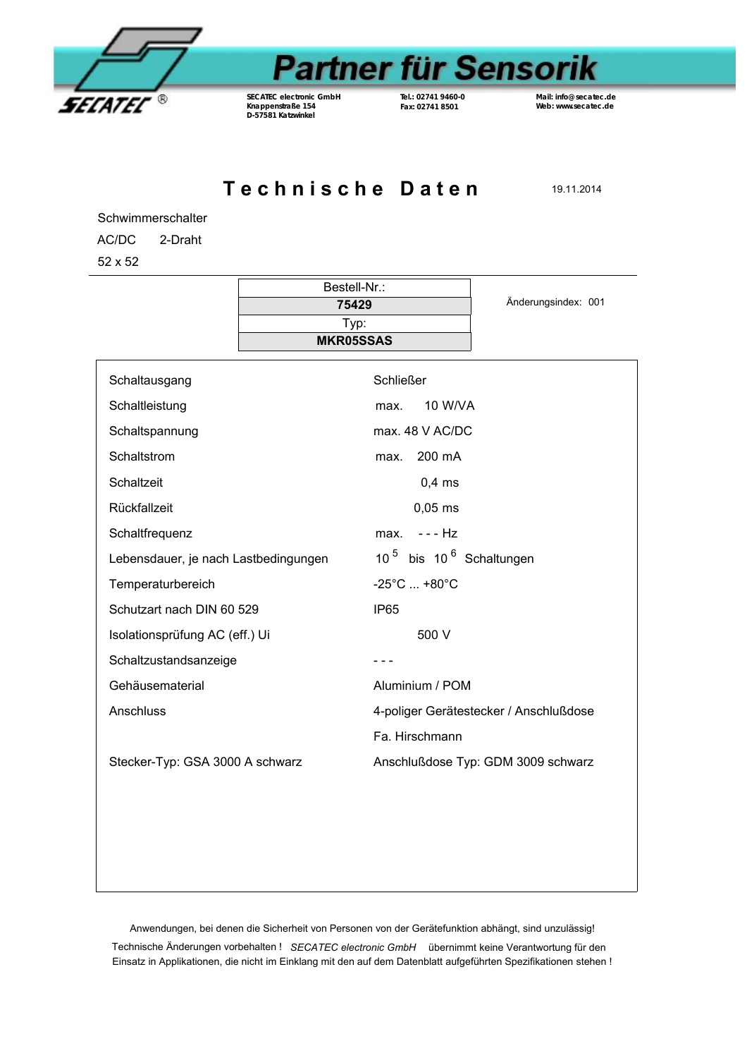SECATEC®

# Partner für Sensorik

**SECATEC electronic GmbH**
**Knappenstraße 154**
**D-57581 Katzwinkel**

**Tel.: 02741 9460-0**
**Fax: 02741 8501**

**Mail: info@secatec.de**
**Web: www.secatec.de**

# Technische Daten

19.11.2014

Schwimmerschalter

AC/DC 2-Draht

52 x 52

| Bestell-Nr.: |
|---|
| **75429** |
| Typ: |
| **MKR05SSAS** |

Änderungsindex: 001

| | |
|---|---|
| Schaltausgang | Schließer |
| Schaltleistung | max. 10 W/VA |
| Schaltspannung | max. 48 V AC/DC |
| Schaltstrom | max. 200 mA |
| Schaltzeit | 0,4 ms |
| Rückfallzeit | 0,05 ms |
| Schaltfrequenz | max. - - - Hz |
| Lebensdauer, je nach Lastbedingungen | $10^5$ bis $10^6$ Schaltungen |
| Temperaturbereich | -25°C ... +80°C |
| Schutzart nach DIN 60 529 | IP65 |
| Isolationsprüfung AC (eff.) Ui | 500 V |
| Schaltzustandsanzeige | - - - |
| Gehäusematerial | Aluminium / POM |
| Anschluss | 4-poliger Gerätestecker / Anschlußdose |
| | Fa. Hirschmann |
| Stecker-Typ: GSA 3000 A schwarz | Anschlußdose Typ: GDM 3009 schwarz |

Anwendungen, bei denen die Sicherheit von Personen von der Gerätefunktion abhängt, sind unzulässig!

Technische Änderungen vorbehalten ! *SECATEC electronic GmbH* übernimmt keine Verantwortung für den Einsatz in Applikationen, die nicht im Einklang mit den auf dem Datenblatt aufgeführten Spezifikationen stehen !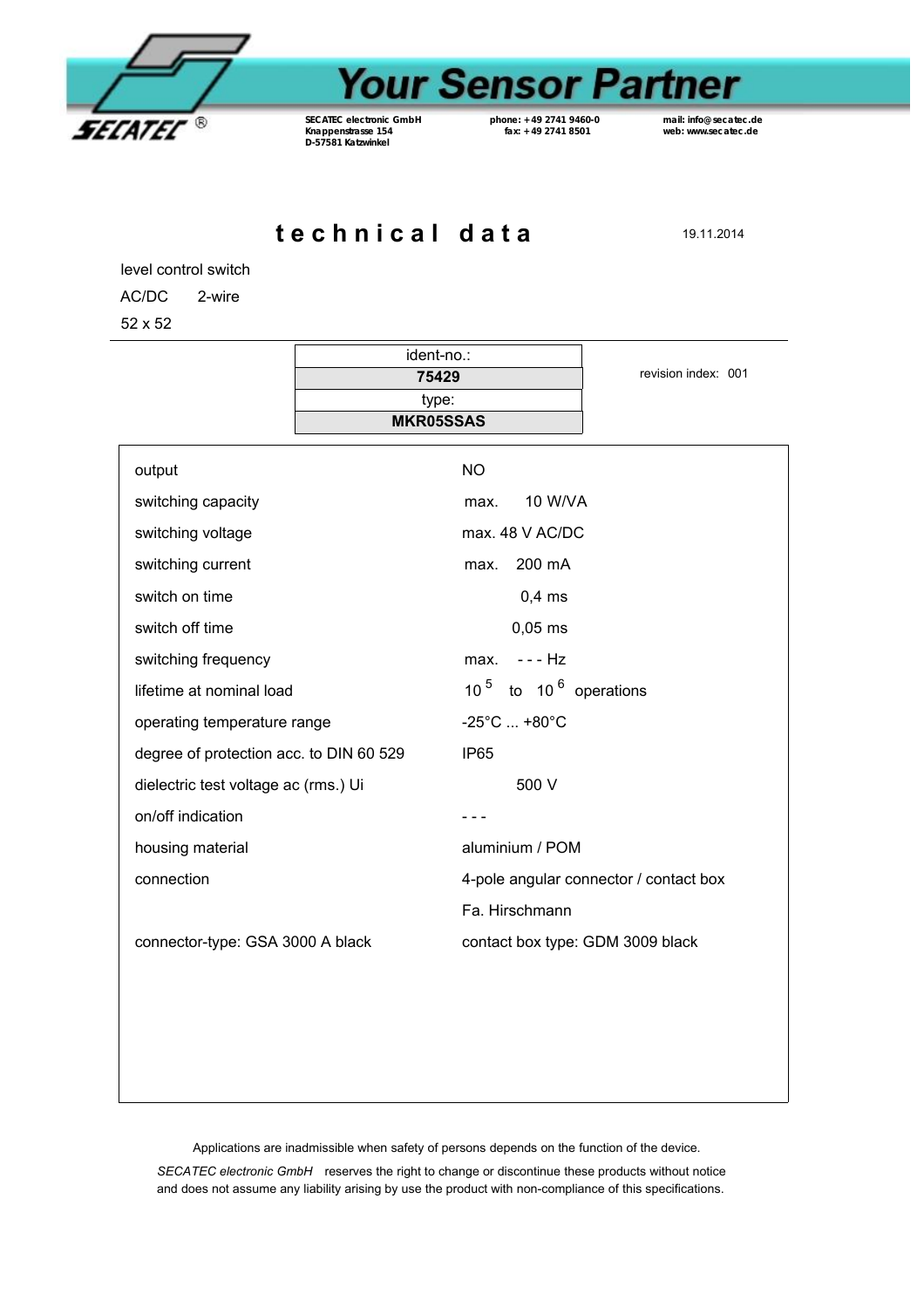# technical data

19.11.2014

level control switch

AC/DC 2-wire

52 x 52

| ident-no.: |
| --- |
| **75429** |
| type: |
| **MKR05SSAS** |

revision index: 001

| | |
| --- | --- |
| output | NO |
| switching capacity | max. 10 W/VA |
| switching voltage | max. 48 V AC/DC |
| switching current | max. 200 mA |
| switch on time | 0,4 ms |
| switch off time | 0,05 ms |
| switching frequency | max. - - - Hz |
| lifetime at nominal load | $10^5$ to $10^6$ operations |
| operating temperature range | -25°C ... +80°C |
| degree of protection acc. to DIN 60 529 | IP65 |
| dielectric test voltage ac (rms.) Ui | 500 V |
| on/off indication | - - - |
| housing material | aluminium / POM |
| connection | 4-pole angular connector / contact box |
| | Fa. Hirschmann |
| connector-type: GSA 3000 A black | contact box type: GDM 3009 black |

Applications are inadmissible when safety of persons depends on the function of the device.

*SECATEC electronic GmbH* reserves the right to change or discontinue these products without notice and does not assume any liability arising by use the product with non-compliance of this specifications.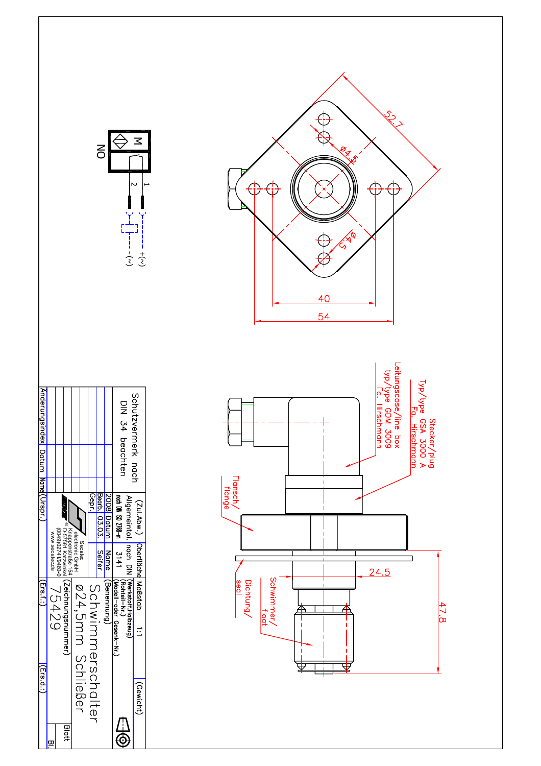52.7

Ø4.5

Ø4.5

40

54

M

NO

1

2

+(~)

-(~)

Stecker/plug
Typ/type GSA 3000 A
Fa. Hirschmann

Leitungsdose/line box
typ/type GDM 3009
Fa. Hirschmann

Flansch/
flange

24.5

47.8

Schwimmer/
float

Dichtung/
seal

Schutzvermerk nach DIN 34 beachten

| | | | |
|---|---|---|---|
| (Zul.Abw.) Allgemeintol. nach DIN ISO 2768-m | Oberfläche nach DIN 3141 | Maßstab 1:1 | (Gewicht) |
| 2008 | Datum | Name | (Werkstoff,Halbzeug) (Rohteil-Nr.) (Modell-oder Gesenk-Nr.) |
| Bearb. | 03.03. | Seifer | |
| Gepr. | | | |

Secatec electronic GmbH
Knappenstraße 154
D-57581 Katzwinkel
(0049)02741/9460-0
www.secatec.de

(Benennung)
Schwimmerschalter
Ø24,5mm Schließer

(Zeichnungsnummer)
75429

Blatt

Bl.

Änderungsindex | Datum | Name | (Urspr.) | (Ers.f.:) | (Ers.d.:)